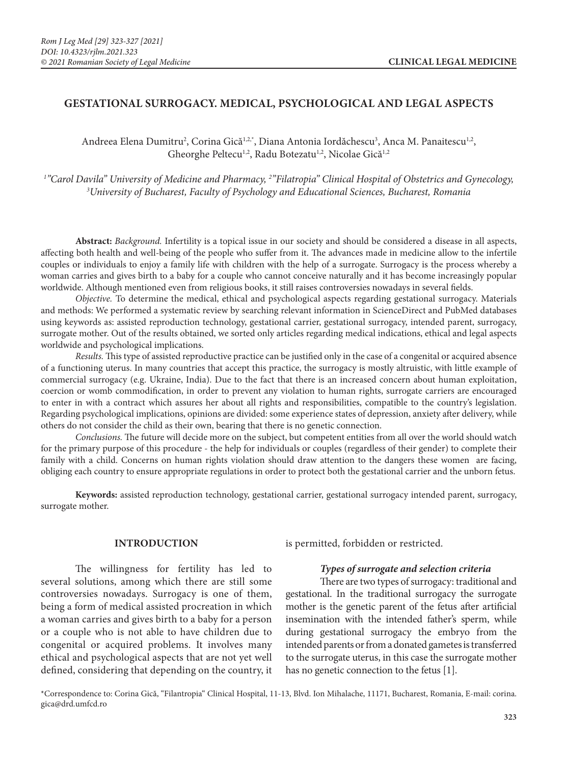# GESTATIONAL SURROGACY. MEDICAL, PSYCHOLOGICAL AND LEGAL ASPECTS

Andreea Elena Dumitru[2], Corina Gică[1,2,*], Diana Antonia Iordăchescu[3], Anca M. Panaitescu[1,2], Gheorghe Peltecu[1,2], Radu Botezatu[1,2], Nicolae Gică[1,2]

*[1]"Carol Davila" University of Medicine and Pharmacy, [2]"Filatropia" Clinical Hospital of Obstetrics and Gynecology, [3]University of Bucharest, Faculty of Psychology and Educational Sciences, Bucharest, Romania*

**Abstract:** *Background.* Infertility is a topical issue in our society and should be considered a disease in all aspects, affecting both health and well-being of the people who suffer from it. The advances made in medicine allow to the infertile couples or individuals to enjoy a family life with children with the help of a surrogate. Surrogacy is the process whereby a woman carries and gives birth to a baby for a couple who cannot conceive naturally and it has become increasingly popular worldwide. Although mentioned even from religious books, it still raises controversies nowadays in several fields.

*Objective.* To determine the medical, ethical and psychological aspects regarding gestational surrogacy. Materials and methods: We performed a systematic review by searching relevant information in ScienceDirect and PubMed databases using keywords as: assisted reproduction technology, gestational carrier, gestational surrogacy, intended parent, surrogacy, surrogate mother. Out of the results obtained, we sorted only articles regarding medical indications, ethical and legal aspects worldwide and psychological implications.

*Results.* This type of assisted reproductive practice can be justified only in the case of a congenital or acquired absence of a functioning uterus. In many countries that accept this practice, the surrogacy is mostly altruistic, with little example of commercial surrogacy (e.g. Ukraine, India). Due to the fact that there is an increased concern about human exploitation, coercion or womb commodification, in order to prevent any violation to human rights, surrogate carriers are encouraged to enter in with a contract which assures her about all rights and responsibilities, compatible to the country's legislation. Regarding psychological implications, opinions are divided: some experience states of depression, anxiety after delivery, while others do not consider the child as their own, bearing that there is no genetic connection.

*Conclusions.* The future will decide more on the subject, but competent entities from all over the world should watch for the primary purpose of this procedure - the help for individuals or couples (regardless of their gender) to complete their family with a child. Concerns on human rights violation should draw attention to the dangers these women are facing, obliging each country to ensure appropriate regulations in order to protect both the gestational carrier and the unborn fetus.

**Keywords:** assisted reproduction technology, gestational carrier, gestational surrogacy intended parent, surrogacy, surrogate mother.

## INTRODUCTION

The willingness for fertility has led to several solutions, among which there are still some controversies nowadays. Surrogacy is one of them, being a form of medical assisted procreation in which a woman carries and gives birth to a baby for a person or a couple who is not able to have children due to congenital or acquired problems. It involves many ethical and psychological aspects that are not yet well defined, considering that depending on the country, it is permitted, forbidden or restricted.

### *Types of surrogate and selection criteria*

There are two types of surrogacy: traditional and gestational. In the traditional surrogacy the surrogate mother is the genetic parent of the fetus after artificial insemination with the intended father's sperm, while during gestational surrogacy the embryo from the intended parents or from a donated gametes is transferred to the surrogate uterus, in this case the surrogate mother has no genetic connection to the fetus [1].

\*Correspondence to: Corina Gică, "Filantropia" Clinical Hospital, 11-13, Blvd. Ion Mihalache, 11171, Bucharest, Romania, E-mail: corina.gica@drd.umfcd.ro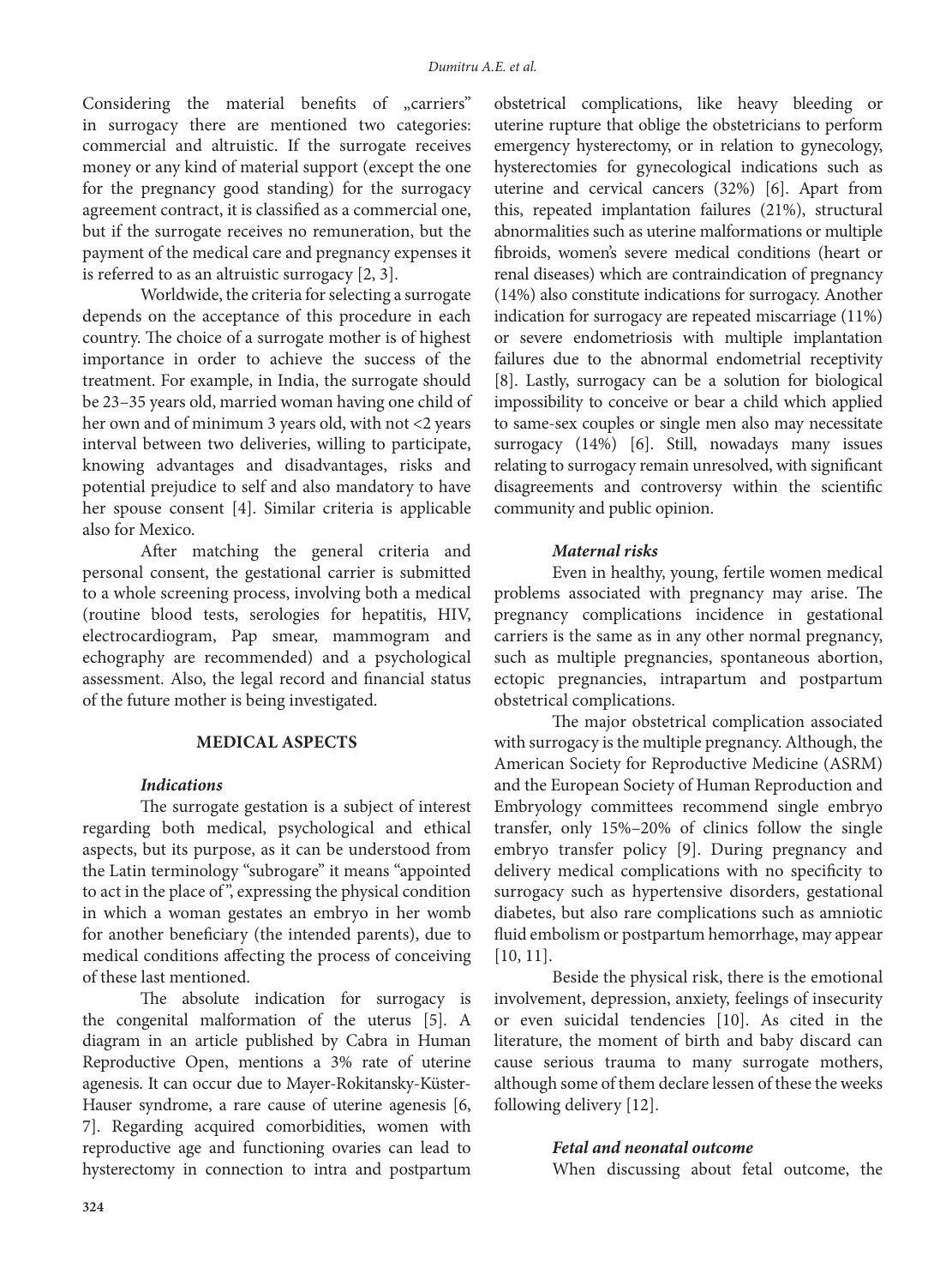Considering the material benefits of „carriers" in surrogacy there are mentioned two categories: commercial and altruistic. If the surrogate receives money or any kind of material support (except the one for the pregnancy good standing) for the surrogacy agreement contract, it is classified as a commercial one, but if the surrogate receives no remuneration, but the payment of the medical care and pregnancy expenses it is referred to as an altruistic surrogacy [2, 3].

Worldwide, the criteria for selecting a surrogate depends on the acceptance of this procedure in each country. The choice of a surrogate mother is of highest importance in order to achieve the success of the treatment. For example, in India, the surrogate should be 23–35 years old, married woman having one child of her own and of minimum 3 years old, with not <2 years interval between two deliveries, willing to participate, knowing advantages and disadvantages, risks and potential prejudice to self and also mandatory to have her spouse consent [4]. Similar criteria is applicable also for Mexico.

After matching the general criteria and personal consent, the gestational carrier is submitted to a whole screening process, involving both a medical (routine blood tests, serologies for hepatitis, HIV, electrocardiogram, Pap smear, mammogram and echography are recommended) and a psychological assessment. Also, the legal record and financial status of the future mother is being investigated.

## MEDICAL ASPECTS

### *Indications*

The surrogate gestation is a subject of interest regarding both medical, psychological and ethical aspects, but its purpose, as it can be understood from the Latin terminology "subrogare" it means "appointed to act in the place of", expressing the physical condition in which a woman gestates an embryo in her womb for another beneficiary (the intended parents), due to medical conditions affecting the process of conceiving of these last mentioned.

The absolute indication for surrogacy is the congenital malformation of the uterus [5]. A diagram in an article published by Cabra in Human Reproductive Open, mentions a 3% rate of uterine agenesis. It can occur due to Mayer-Rokitansky-Küster-Hauser syndrome, a rare cause of uterine agenesis [6, 7]. Regarding acquired comorbidities, women with reproductive age and functioning ovaries can lead to hysterectomy in connection to intra and postpartum obstetrical complications, like heavy bleeding or uterine rupture that oblige the obstetricians to perform emergency hysterectomy, or in relation to gynecology, hysterectomies for gynecological indications such as uterine and cervical cancers (32%) [6]. Apart from this, repeated implantation failures (21%), structural abnormalities such as uterine malformations or multiple fibroids, women's severe medical conditions (heart or renal diseases) which are contraindication of pregnancy (14%) also constitute indications for surrogacy. Another indication for surrogacy are repeated miscarriage (11%) or severe endometriosis with multiple implantation failures due to the abnormal endometrial receptivity [8]. Lastly, surrogacy can be a solution for biological impossibility to conceive or bear a child which applied to same-sex couples or single men also may necessitate surrogacy (14%) [6]. Still, nowadays many issues relating to surrogacy remain unresolved, with significant disagreements and controversy within the scientific community and public opinion.

### *Maternal risks*

Even in healthy, young, fertile women medical problems associated with pregnancy may arise. The pregnancy complications incidence in gestational carriers is the same as in any other normal pregnancy, such as multiple pregnancies, spontaneous abortion, ectopic pregnancies, intrapartum and postpartum obstetrical complications.

The major obstetrical complication associated with surrogacy is the multiple pregnancy. Although, the American Society for Reproductive Medicine (ASRM) and the European Society of Human Reproduction and Embryology committees recommend single embryo transfer, only 15%–20% of clinics follow the single embryo transfer policy [9]. During pregnancy and delivery medical complications with no specificity to surrogacy such as hypertensive disorders, gestational diabetes, but also rare complications such as amniotic fluid embolism or postpartum hemorrhage, may appear [10, 11].

Beside the physical risk, there is the emotional involvement, depression, anxiety, feelings of insecurity or even suicidal tendencies [10]. As cited in the literature, the moment of birth and baby discard can cause serious trauma to many surrogate mothers, although some of them declare lessen of these the weeks following delivery [12].

### *Fetal and neonatal outcome*

When discussing about fetal outcome, the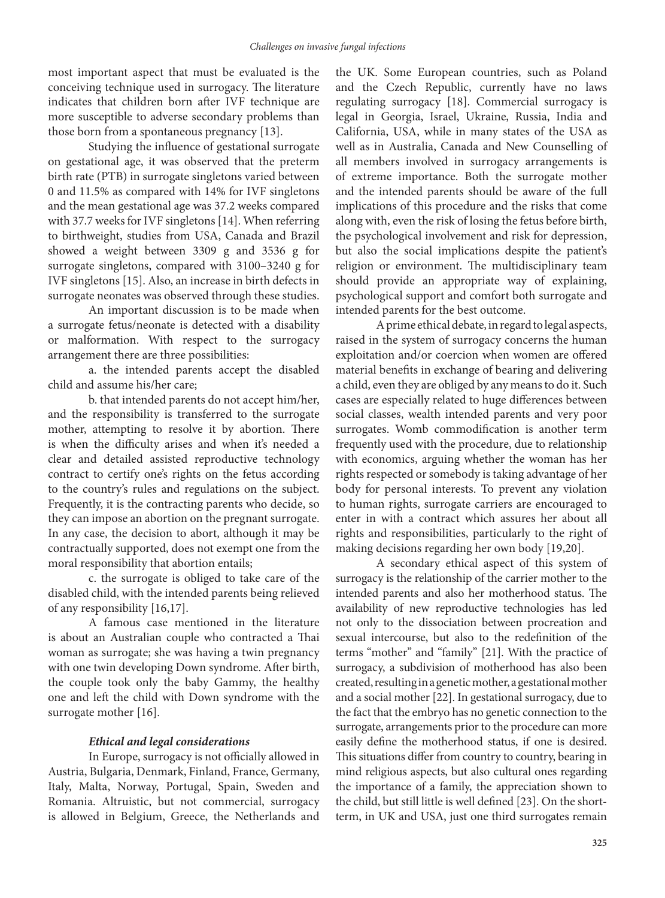most important aspect that must be evaluated is the conceiving technique used in surrogacy. The literature indicates that children born after IVF technique are more susceptible to adverse secondary problems than those born from a spontaneous pregnancy [13].

Studying the influence of gestational surrogate on gestational age, it was observed that the preterm birth rate (PTB) in surrogate singletons varied between 0 and 11.5% as compared with 14% for IVF singletons and the mean gestational age was 37.2 weeks compared with 37.7 weeks for IVF singletons [14]. When referring to birthweight, studies from USA, Canada and Brazil showed a weight between 3309 g and 3536 g for surrogate singletons, compared with 3100–3240 g for IVF singletons [15]. Also, an increase in birth defects in surrogate neonates was observed through these studies.

An important discussion is to be made when a surrogate fetus/neonate is detected with a disability or malformation. With respect to the surrogacy arrangement there are three possibilities:

a. the intended parents accept the disabled child and assume his/her care;

b. that intended parents do not accept him/her, and the responsibility is transferred to the surrogate mother, attempting to resolve it by abortion. There is when the difficulty arises and when it's needed a clear and detailed assisted reproductive technology contract to certify one's rights on the fetus according to the country's rules and regulations on the subject. Frequently, it is the contracting parents who decide, so they can impose an abortion on the pregnant surrogate. In any case, the decision to abort, although it may be contractually supported, does not exempt one from the moral responsibility that abortion entails;

c. the surrogate is obliged to take care of the disabled child, with the intended parents being relieved of any responsibility [16,17].

A famous case mentioned in the literature is about an Australian couple who contracted a Thai woman as surrogate; she was having a twin pregnancy with one twin developing Down syndrome. After birth, the couple took only the baby Gammy, the healthy one and left the child with Down syndrome with the surrogate mother [16].

### *Ethical and legal considerations*

In Europe, surrogacy is not officially allowed in Austria, Bulgaria, Denmark, Finland, France, Germany, Italy, Malta, Norway, Portugal, Spain, Sweden and Romania. Altruistic, but not commercial, surrogacy is allowed in Belgium, Greece, the Netherlands and the UK. Some European countries, such as Poland and the Czech Republic, currently have no laws regulating surrogacy [18]. Commercial surrogacy is legal in Georgia, Israel, Ukraine, Russia, India and California, USA, while in many states of the USA as well as in Australia, Canada and New Counselling of all members involved in surrogacy arrangements is of extreme importance. Both the surrogate mother and the intended parents should be aware of the full implications of this procedure and the risks that come along with, even the risk of losing the fetus before birth, the psychological involvement and risk for depression, but also the social implications despite the patient's religion or environment. The multidisciplinary team should provide an appropriate way of explaining, psychological support and comfort both surrogate and intended parents for the best outcome.

A prime ethical debate, in regard to legal aspects, raised in the system of surrogacy concerns the human exploitation and/or coercion when women are offered material benefits in exchange of bearing and delivering a child, even they are obliged by any means to do it. Such cases are especially related to huge differences between social classes, wealth intended parents and very poor surrogates. Womb commodification is another term frequently used with the procedure, due to relationship with economics, arguing whether the woman has her rights respected or somebody is taking advantage of her body for personal interests. To prevent any violation to human rights, surrogate carriers are encouraged to enter in with a contract which assures her about all rights and responsibilities, particularly to the right of making decisions regarding her own body [19,20].

A secondary ethical aspect of this system of surrogacy is the relationship of the carrier mother to the intended parents and also her motherhood status. The availability of new reproductive technologies has led not only to the dissociation between procreation and sexual intercourse, but also to the redefinition of the terms "mother" and "family" [21]. With the practice of surrogacy, a subdivision of motherhood has also been created, resulting in a genetic mother, a gestational mother and a social mother [22]. In gestational surrogacy, due to the fact that the embryo has no genetic connection to the surrogate, arrangements prior to the procedure can more easily define the motherhood status, if one is desired. This situations differ from country to country, bearing in mind religious aspects, but also cultural ones regarding the importance of a family, the appreciation shown to the child, but still little is well defined [23]. On the short-term, in UK and USA, just one third surrogates remain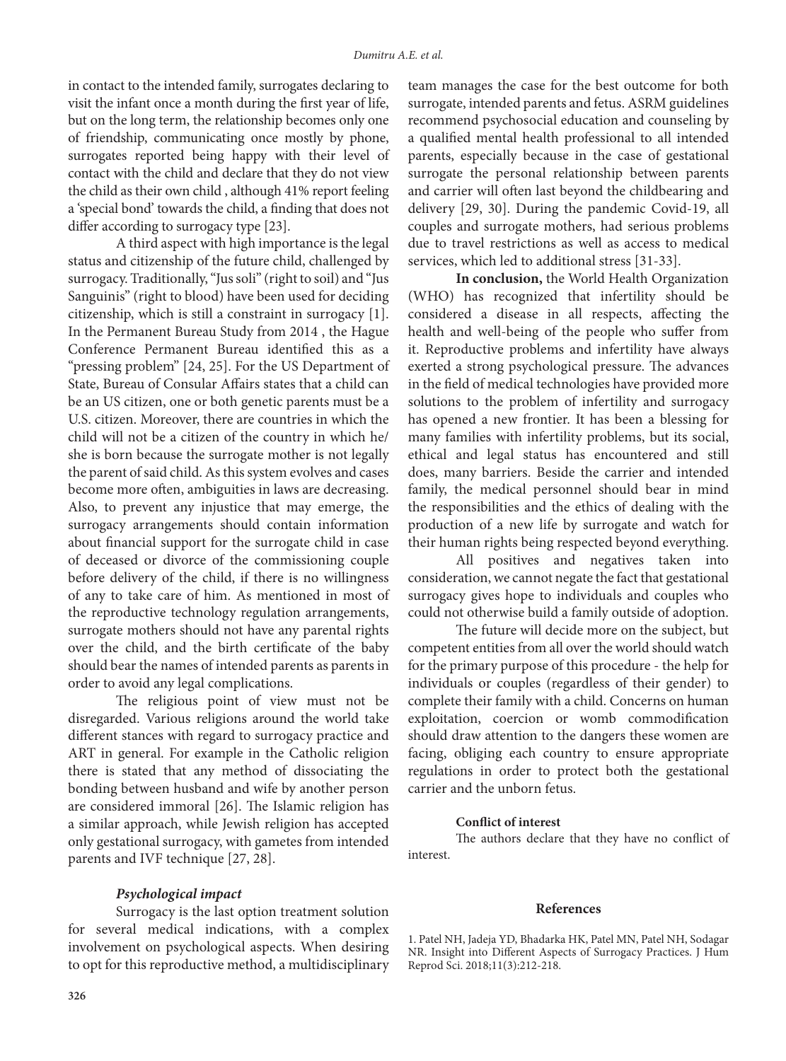in contact to the intended family, surrogates declaring to visit the infant once a month during the first year of life, but on the long term, the relationship becomes only one of friendship, communicating once mostly by phone, surrogates reported being happy with their level of contact with the child and declare that they do not view the child as their own child , although 41% report feeling a 'special bond' towards the child, a finding that does not differ according to surrogacy type [23].

A third aspect with high importance is the legal status and citizenship of the future child, challenged by surrogacy. Traditionally, "Jus soli" (right to soil) and "Jus Sanguinis" (right to blood) have been used for deciding citizenship, which is still a constraint in surrogacy [1]. In the Permanent Bureau Study from 2014 , the Hague Conference Permanent Bureau identified this as a "pressing problem" [24, 25]. For the US Department of State, Bureau of Consular Affairs states that a child can be an US citizen, one or both genetic parents must be a U.S. citizen. Moreover, there are countries in which the child will not be a citizen of the country in which he/she is born because the surrogate mother is not legally the parent of said child. As this system evolves and cases become more often, ambiguities in laws are decreasing. Also, to prevent any injustice that may emerge, the surrogacy arrangements should contain information about financial support for the surrogate child in case of deceased or divorce of the commissioning couple before delivery of the child, if there is no willingness of any to take care of him. As mentioned in most of the reproductive technology regulation arrangements, surrogate mothers should not have any parental rights over the child, and the birth certificate of the baby should bear the names of intended parents as parents in order to avoid any legal complications.

The religious point of view must not be disregarded. Various religions around the world take different stances with regard to surrogacy practice and ART in general. For example in the Catholic religion there is stated that any method of dissociating the bonding between husband and wife by another person are considered immoral [26]. The Islamic religion has a similar approach, while Jewish religion has accepted only gestational surrogacy, with gametes from intended parents and IVF technique [27, 28].

### *Psychological impact*

Surrogacy is the last option treatment solution for several medical indications, with a complex involvement on psychological aspects. When desiring to opt for this reproductive method, a multidisciplinary team manages the case for the best outcome for both surrogate, intended parents and fetus. ASRM guidelines recommend psychosocial education and counseling by a qualified mental health professional to all intended parents, especially because in the case of gestational surrogate the personal relationship between parents and carrier will often last beyond the childbearing and delivery [29, 30]. During the pandemic Covid-19, all couples and surrogate mothers, had serious problems due to travel restrictions as well as access to medical services, which led to additional stress [31-33].

**In conclusion,** the World Health Organization (WHO) has recognized that infertility should be considered a disease in all respects, affecting the health and well-being of the people who suffer from it. Reproductive problems and infertility have always exerted a strong psychological pressure. The advances in the field of medical technologies have provided more solutions to the problem of infertility and surrogacy has opened a new frontier. It has been a blessing for many families with infertility problems, but its social, ethical and legal status has encountered and still does, many barriers. Beside the carrier and intended family, the medical personnel should bear in mind the responsibilities and the ethics of dealing with the production of a new life by surrogate and watch for their human rights being respected beyond everything.

All positives and negatives taken into consideration, we cannot negate the fact that gestational surrogacy gives hope to individuals and couples who could not otherwise build a family outside of adoption.

The future will decide more on the subject, but competent entities from all over the world should watch for the primary purpose of this procedure - the help for individuals or couples (regardless of their gender) to complete their family with a child. Concerns on human exploitation, coercion or womb commodification should draw attention to the dangers these women are facing, obliging each country to ensure appropriate regulations in order to protect both the gestational carrier and the unborn fetus.

**Conflict of interest**

The authors declare that they have no conflict of interest.

## References

1. Patel NH, Jadeja YD, Bhadarka HK, Patel MN, Patel NH, Sodagar NR. Insight into Different Aspects of Surrogacy Practices. J Hum Reprod Sci. 2018;11(3):212-218.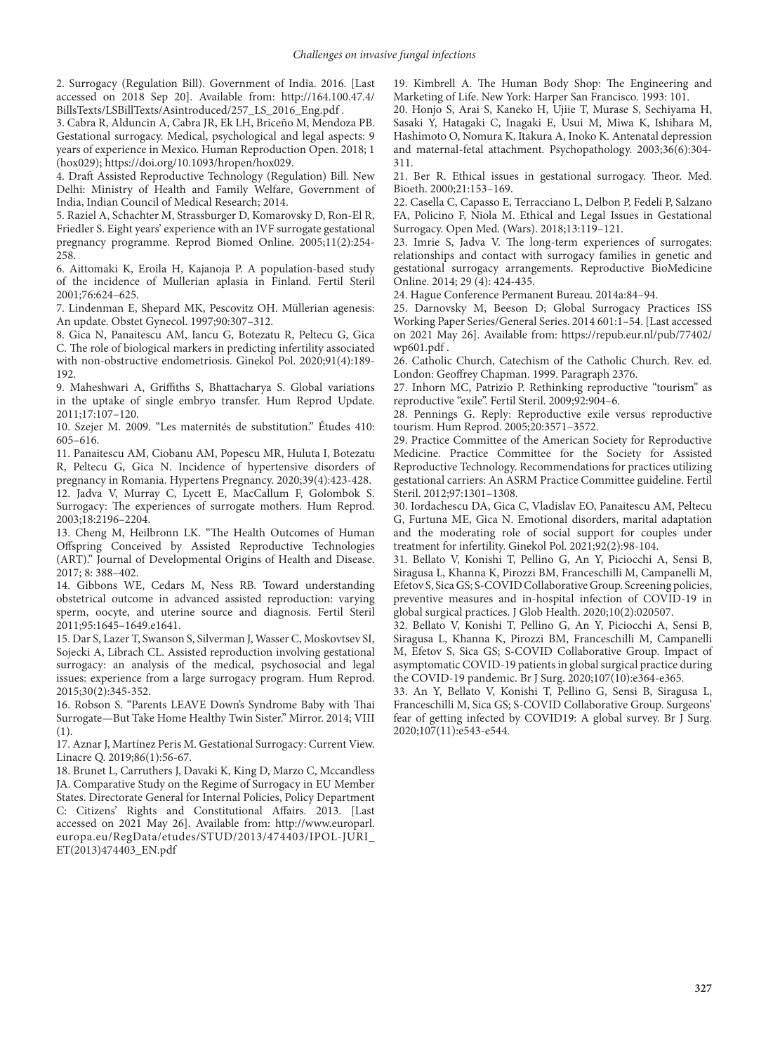2. Surrogacy (Regulation Bill). Government of India. 2016. [Last accessed on 2018 Sep 20]. Available from: http://164.100.47.4/BillsTexts/LSBillTexts/Asintroduced/257_LS_2016_Eng.pdf .

3. Cabra R, Alduncin A, Cabra JR, Ek LH, Briceño M, Mendoza PB. Gestational surrogacy. Medical, psychological and legal aspects: 9 years of experience in Mexico. Human Reproduction Open. 2018; 1 (hox029); https://doi.org/10.1093/hropen/hox029.

4. Draft Assisted Reproductive Technology (Regulation) Bill. New Delhi: Ministry of Health and Family Welfare, Government of India, Indian Council of Medical Research; 2014.

5. Raziel A, Schachter M, Strassburger D, Komarovsky D, Ron-El R, Friedler S. Eight years' experience with an IVF surrogate gestational pregnancy programme. Reprod Biomed Online. 2005;11(2):254-258.

6. Aittomaki K, Eroila H, Kajanoja P. A population-based study of the incidence of Mullerian aplasia in Finland. Fertil Steril 2001;76:624–625.

7. Lindenman E, Shepard MK, Pescovitz OH. Müllerian agenesis: An update. Obstet Gynecol. 1997;90:307–312.

8. Gica N, Panaitescu AM, Iancu G, Botezatu R, Peltecu G, Gica C. The role of biological markers in predicting infertility associated with non-obstructive endometriosis. Ginekol Pol. 2020;91(4):189-192.

9. Maheshwari A, Griffiths S, Bhattacharya S. Global variations in the uptake of single embryo transfer. Hum Reprod Update. 2011;17:107–120.

10. Szejer M. 2009. "Les maternités de substitution." Études 410: 605–616.

11. Panaitescu AM, Ciobanu AM, Popescu MR, Huluta I, Botezatu R, Peltecu G, Gica N. Incidence of hypertensive disorders of pregnancy in Romania. Hypertens Pregnancy. 2020;39(4):423-428.

12. Jadva V, Murray C, Lycett E, MacCallum F, Golombok S. Surrogacy: The experiences of surrogate mothers. Hum Reprod. 2003;18:2196–2204.

13. Cheng M, Heilbronn LK. "The Health Outcomes of Human Offspring Conceived by Assisted Reproductive Technologies (ART)." Journal of Developmental Origins of Health and Disease. 2017; 8: 388–402.

14. Gibbons WE, Cedars M, Ness RB. Toward understanding obstetrical outcome in advanced assisted reproduction: varying sperm, oocyte, and uterine source and diagnosis. Fertil Steril 2011;95:1645–1649.e1641.

15. Dar S, Lazer T, Swanson S, Silverman J, Wasser C, Moskovtsev SI, Sojecki A, Librach CL. Assisted reproduction involving gestational surrogacy: an analysis of the medical, psychosocial and legal issues: experience from a large surrogacy program. Hum Reprod. 2015;30(2):345-352.

16. Robson S. "Parents LEAVE Down's Syndrome Baby with Thai Surrogate—But Take Home Healthy Twin Sister." Mirror. 2014; VIII (1).

17. Aznar J, Martínez Peris M. Gestational Surrogacy: Current View. Linacre Q. 2019;86(1):56-67.

18. Brunet L, Carruthers J, Davaki K, King D, Marzo C, Mccandless JA. Comparative Study on the Regime of Surrogacy in EU Member States. Directorate General for Internal Policies, Policy Department C: Citizens' Rights and Constitutional Affairs. 2013. [Last accessed on 2021 May 26]. Available from: http://www.europarl.europa.eu/RegData/etudes/STUD/2013/474403/IPOL-JURI_ET(2013)474403_EN.pdf

19. Kimbrell A. The Human Body Shop: The Engineering and Marketing of Life. New York: Harper San Francisco. 1993: 101.

20. Honjo S, Arai S, Kaneko H, Ujiie T, Murase S, Sechiyama H, Sasaki Y, Hatagaki C, Inagaki E, Usui M, Miwa K, Ishihara M, Hashimoto O, Nomura K, Itakura A, Inoko K. Antenatal depression and maternal-fetal attachment. Psychopathology. 2003;36(6):304-311.

21. Ber R. Ethical issues in gestational surrogacy. Theor. Med. Bioeth. 2000;21:153–169.

22. Casella C, Capasso E, Terracciano L, Delbon P, Fedeli P, Salzano FA, Policino F, Niola M. Ethical and Legal Issues in Gestational Surrogacy. Open Med. (Wars). 2018;13:119–121.

23. Imrie S, Jadva V. The long-term experiences of surrogates: relationships and contact with surrogacy families in genetic and gestational surrogacy arrangements. Reproductive BioMedicine Online. 2014; 29 (4): 424-435.

24. Hague Conference Permanent Bureau. 2014a:84–94.

25. Darnovsky M, Beeson D; Global Surrogacy Practices ISS Working Paper Series/General Series. 2014 601:1–54. [Last accessed on 2021 May 26]. Available from: https://repub.eur.nl/pub/77402/wp601.pdf .

26. Catholic Church, Catechism of the Catholic Church. Rev. ed. London: Geoffrey Chapman. 1999. Paragraph 2376.

27. Inhorn MC, Patrizio P. Rethinking reproductive "tourism" as reproductive "exile". Fertil Steril. 2009;92:904–6.

28. Pennings G. Reply: Reproductive exile versus reproductive tourism. Hum Reprod. 2005;20:3571–3572.

29. Practice Committee of the American Society for Reproductive Medicine. Practice Committee for the Society for Assisted Reproductive Technology. Recommendations for practices utilizing gestational carriers: An ASRM Practice Committee guideline. Fertil Steril. 2012;97:1301–1308.

30. Iordachescu DA, Gica C, Vladislav EO, Panaitescu AM, Peltecu G, Furtuna ME, Gica N. Emotional disorders, marital adaptation and the moderating role of social support for couples under treatment for infertility. Ginekol Pol. 2021;92(2):98-104.

31. Bellato V, Konishi T, Pellino G, An Y, Piciocchi A, Sensi B, Siragusa L, Khanna K, Pirozzi BM, Franceschilli M, Campanelli M, Efetov S, Sica GS; S-COVID Collaborative Group. Screening policies, preventive measures and in-hospital infection of COVID-19 in global surgical practices. J Glob Health. 2020;10(2):020507.

32. Bellato V, Konishi T, Pellino G, An Y, Piciocchi A, Sensi B, Siragusa L, Khanna K, Pirozzi BM, Franceschilli M, Campanelli M, Efetov S, Sica GS; S-COVID Collaborative Group. Impact of asymptomatic COVID-19 patients in global surgical practice during the COVID-19 pandemic. Br J Surg. 2020;107(10):e364-e365.

33. An Y, Bellato V, Konishi T, Pellino G, Sensi B, Siragusa L, Franceschilli M, Sica GS; S-COVID Collaborative Group. Surgeons' fear of getting infected by COVID19: A global survey. Br J Surg. 2020;107(11):e543-e544.